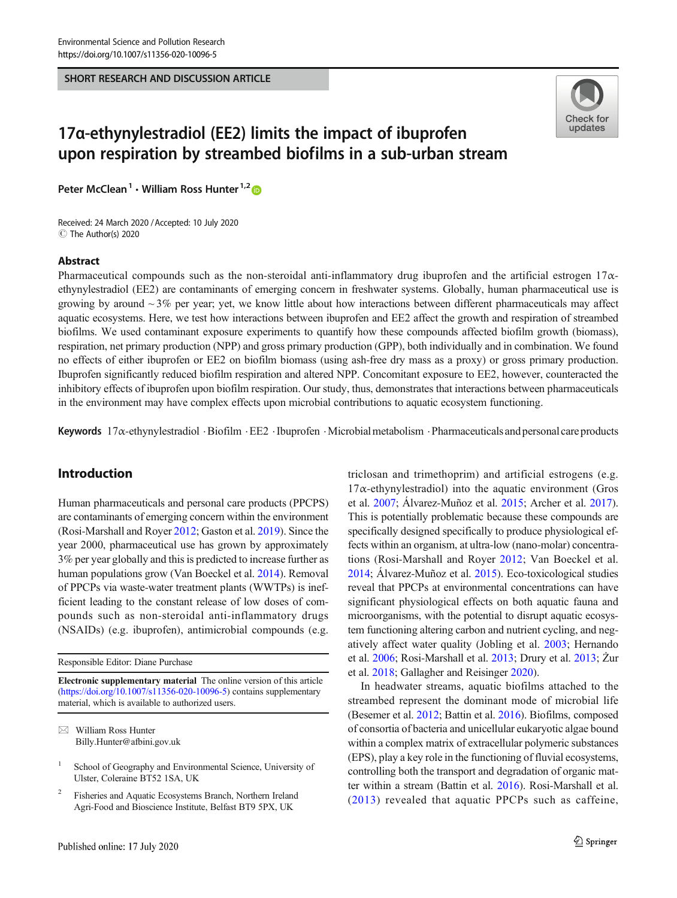SHORT RESEARCH AND DISCUSSION ARTICLE

# 17α-ethynylestradiol (EE2) limits the impact of ibuprofen upon respiration by streambed biofilms in a sub-urban stream

Peter McClean[1] · William Ross Hunter[1,2]

Received: 24 March 2020 / Accepted: 10 July 2020
© The Author(s) 2020

## Abstract

Pharmaceutical compounds such as the non-steroidal anti-inflammatory drug ibuprofen and the artificial estrogen 17α-ethynylestradiol (EE2) are contaminants of emerging concern in freshwater systems. Globally, human pharmaceutical use is growing by around ~3% per year; yet, we know little about how interactions between different pharmaceuticals may affect aquatic ecosystems. Here, we test how interactions between ibuprofen and EE2 affect the growth and respiration of streambed biofilms. We used contaminant exposure experiments to quantify how these compounds affected biofilm growth (biomass), respiration, net primary production (NPP) and gross primary production (GPP), both individually and in combination. We found no effects of either ibuprofen or EE2 on biofilm biomass (using ash-free dry mass as a proxy) or gross primary production. Ibuprofen significantly reduced biofilm respiration and altered NPP. Concomitant exposure to EE2, however, counteracted the inhibitory effects of ibuprofen upon biofilm respiration. Our study, thus, demonstrates that interactions between pharmaceuticals in the environment may have complex effects upon microbial contributions to aquatic ecosystem functioning.

**Keywords** 17α-ethynylestradiol · Biofilm · EE2 · Ibuprofen · Microbial metabolism · Pharmaceuticals and personal care products

## Introduction

Human pharmaceuticals and personal care products (PPCPS) are contaminants of emerging concern within the environment (Rosi-Marshall and Royer 2012; Gaston et al. 2019). Since the year 2000, pharmaceutical use has grown by approximately 3% per year globally and this is predicted to increase further as human populations grow (Van Boeckel et al. 2014). Removal of PPCPs via waste-water treatment plants (WWTPs) is inefficient leading to the constant release of low doses of compounds such as non-steroidal anti-inflammatory drugs (NSAIDs) (e.g. ibuprofen), antimicrobial compounds (e.g. triclosan and trimethoprim) and artificial estrogens (e.g. 17α-ethynylestradiol) into the aquatic environment (Gros et al. 2007; Álvarez-Muñoz et al. 2015; Archer et al. 2017). This is potentially problematic because these compounds are specifically designed specifically to produce physiological effects within an organism, at ultra-low (nano-molar) concentrations (Rosi-Marshall and Royer 2012; Van Boeckel et al. 2014; Álvarez-Muñoz et al. 2015). Eco-toxicological studies reveal that PPCPs at environmental concentrations can have significant physiological effects on both aquatic fauna and microorganisms, with the potential to disrupt aquatic ecosystem functioning altering carbon and nutrient cycling, and negatively affect water quality (Jobling et al. 2003; Hernando et al. 2006; Rosi-Marshall et al. 2013; Drury et al. 2013; Żur et al. 2018; Gallagher and Reisinger 2020).

In headwater streams, aquatic biofilms attached to the streambed represent the dominant mode of microbial life (Besemer et al. 2012; Battin et al. 2016). Biofilms, composed of consortia of bacteria and unicellular eukaryotic algae bound within a complex matrix of extracellular polymeric substances (EPS), play a key role in the functioning of fluvial ecosystems, controlling both the transport and degradation of organic matter within a stream (Battin et al. 2016). Rosi-Marshall et al. (2013) revealed that aquatic PPCPs such as caffeine,

Responsible Editor: Diane Purchase

**Electronic supplementary material** The online version of this article (https://doi.org/10.1007/s11356-020-10096-5) contains supplementary material, which is available to authorized users.

✉ William Ross Hunter
Billy.Hunter@afbini.gov.uk

[1] School of Geography and Environmental Science, University of Ulster, Coleraine BT52 1SA, UK

[2] Fisheries and Aquatic Ecosystems Branch, Northern Ireland Agri-Food and Bioscience Institute, Belfast BT9 5PX, UK

Published online: 17 July 2020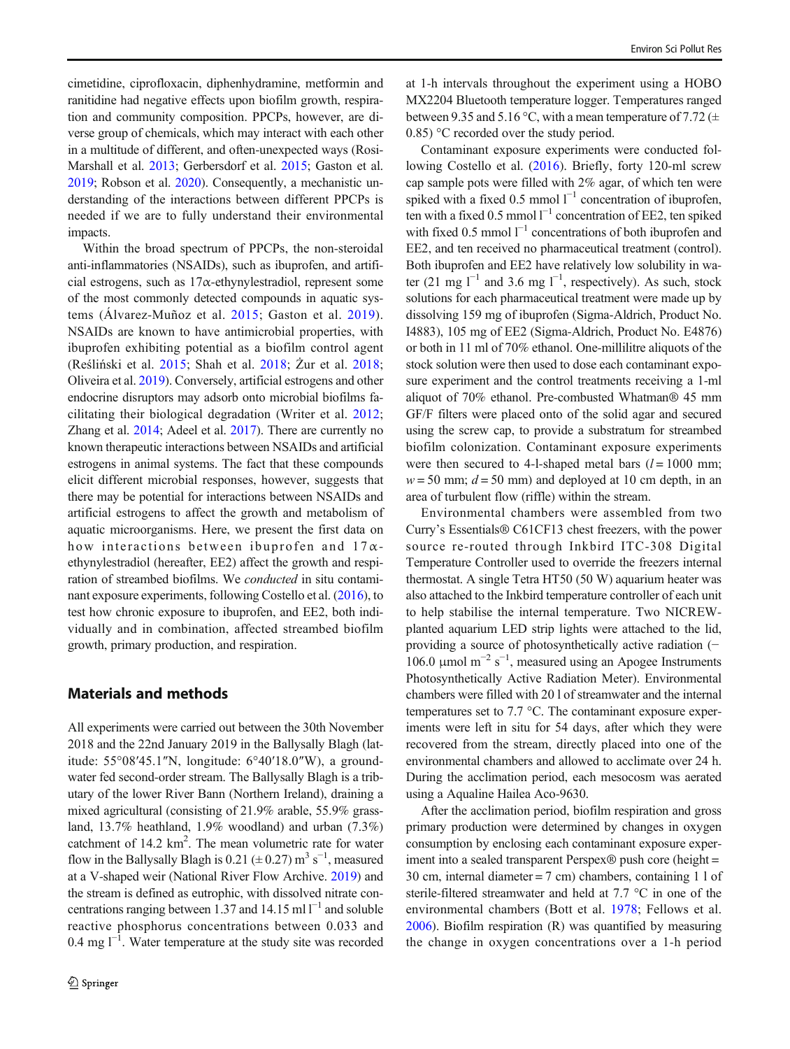cimetidine, ciprofloxacin, diphenhydramine, metformin and ranitidine had negative effects upon biofilm growth, respiration and community composition. PPCPs, however, are diverse group of chemicals, which may interact with each other in a multitude of different, and often-unexpected ways (Rosi-Marshall et al. 2013; Gerbersdorf et al. 2015; Gaston et al. 2019; Robson et al. 2020). Consequently, a mechanistic understanding of the interactions between different PPCPs is needed if we are to fully understand their environmental impacts.

Within the broad spectrum of PPCPs, the non-steroidal anti-inflammatories (NSAIDs), such as ibuprofen, and artificial estrogens, such as 17α-ethynylestradiol, represent some of the most commonly detected compounds in aquatic systems (Álvarez-Muñoz et al. 2015; Gaston et al. 2019). NSAIDs are known to have antimicrobial properties, with ibuprofen exhibiting potential as a biofilm control agent (Reśliński et al. 2015; Shah et al. 2018; Żur et al. 2018; Oliveira et al. 2019). Conversely, artificial estrogens and other endocrine disruptors may adsorb onto microbial biofilms facilitating their biological degradation (Writer et al. 2012; Zhang et al. 2014; Adeel et al. 2017). There are currently no known therapeutic interactions between NSAIDs and artificial estrogens in animal systems. The fact that these compounds elicit different microbial responses, however, suggests that there may be potential for interactions between NSAIDs and artificial estrogens to affect the growth and metabolism of aquatic microorganisms. Here, we present the first data on how interactions between ibuprofen and 17α-ethynylestradiol (hereafter, EE2) affect the growth and respiration of streambed biofilms. We *conducted* in situ contaminant exposure experiments, following Costello et al. (2016), to test how chronic exposure to ibuprofen, and EE2, both individually and in combination, affected streambed biofilm growth, primary production, and respiration.

## Materials and methods

All experiments were carried out between the 30th November 2018 and the 22nd January 2019 in the Ballysally Blagh (latitude: 55°08′45.1″N, longitude: 6°40′18.0″W), a groundwater fed second-order stream. The Ballysally Blagh is a tributary of the lower River Bann (Northern Ireland), draining a mixed agricultural (consisting of 21.9% arable, 55.9% grassland, 13.7% heathland, 1.9% woodland) and urban (7.3%) catchment of 14.2 $km^2$. The mean volumetric rate for water flow in the Ballysally Blagh is 0.21 (± 0.27) $m^3\ s^{-1}$, measured at a V-shaped weir (National River Flow Archive. 2019) and the stream is defined as eutrophic, with dissolved nitrate concentrations ranging between 1.37 and 14.15 ml $l^{-1}$ and soluble reactive phosphorus concentrations between 0.033 and 0.4 mg $l^{-1}$. Water temperature at the study site was recorded at 1-h intervals throughout the experiment using a HOBO MX2204 Bluetooth temperature logger. Temperatures ranged between 9.35 and 5.16 °C, with a mean temperature of 7.72 (± 0.85) °C recorded over the study period.

Contaminant exposure experiments were conducted following Costello et al. (2016). Briefly, forty 120-ml screw cap sample pots were filled with 2% agar, of which ten were spiked with a fixed 0.5 mmol $l^{-1}$ concentration of ibuprofen, ten with a fixed 0.5 mmol $l^{-1}$ concentration of EE2, ten spiked with fixed 0.5 mmol $l^{-1}$ concentrations of both ibuprofen and EE2, and ten received no pharmaceutical treatment (control). Both ibuprofen and EE2 have relatively low solubility in water (21 mg $l^{-1}$ and 3.6 mg $l^{-1}$, respectively). As such, stock solutions for each pharmaceutical treatment were made up by dissolving 159 mg of ibuprofen (Sigma-Aldrich, Product No. I4883), 105 mg of EE2 (Sigma-Aldrich, Product No. E4876) or both in 11 ml of 70% ethanol. One-millilitre aliquots of the stock solution were then used to dose each contaminant exposure experiment and the control treatments receiving a 1-ml aliquot of 70% ethanol. Pre-combusted Whatman® 45 mm GF/F filters were placed onto of the solid agar and secured using the screw cap, to provide a substratum for streambed biofilm colonization. Contaminant exposure experiments were then secured to 4-l-shaped metal bars ($l = 1000$ mm; $w = 50$ mm; $d = 50$ mm) and deployed at 10 cm depth, in an area of turbulent flow (riffle) within the stream.

Environmental chambers were assembled from two Curry's Essentials® C61CF13 chest freezers, with the power source re-routed through Inkbird ITC-308 Digital Temperature Controller used to override the freezers internal thermostat. A single Tetra HT50 (50 W) aquarium heater was also attached to the Inkbird temperature controller of each unit to help stabilise the internal temperature. Two NICREW-planted aquarium LED strip lights were attached to the lid, providing a source of photosynthetically active radiation (~ 106.0 μmol $m^{-2}\ s^{-1}$, measured using an Apogee Instruments Photosynthetically Active Radiation Meter). Environmental chambers were filled with 20 l of streamwater and the internal temperatures set to 7.7 °C. The contaminant exposure experiments were left in situ for 54 days, after which they were recovered from the stream, directly placed into one of the environmental chambers and allowed to acclimate over 24 h. During the acclimation period, each mesocosm was aerated using a Aqualine Hailea Aco-9630.

After the acclimation period, biofilm respiration and gross primary production were determined by changes in oxygen consumption by enclosing each contaminant exposure experiment into a sealed transparent Perspex® push core (height = 30 cm, internal diameter = 7 cm) chambers, containing 1 l of sterile-filtered streamwater and held at 7.7 °C in one of the environmental chambers (Bott et al. 1978; Fellows et al. 2006). Biofilm respiration (R) was quantified by measuring the change in oxygen concentrations over a 1-h period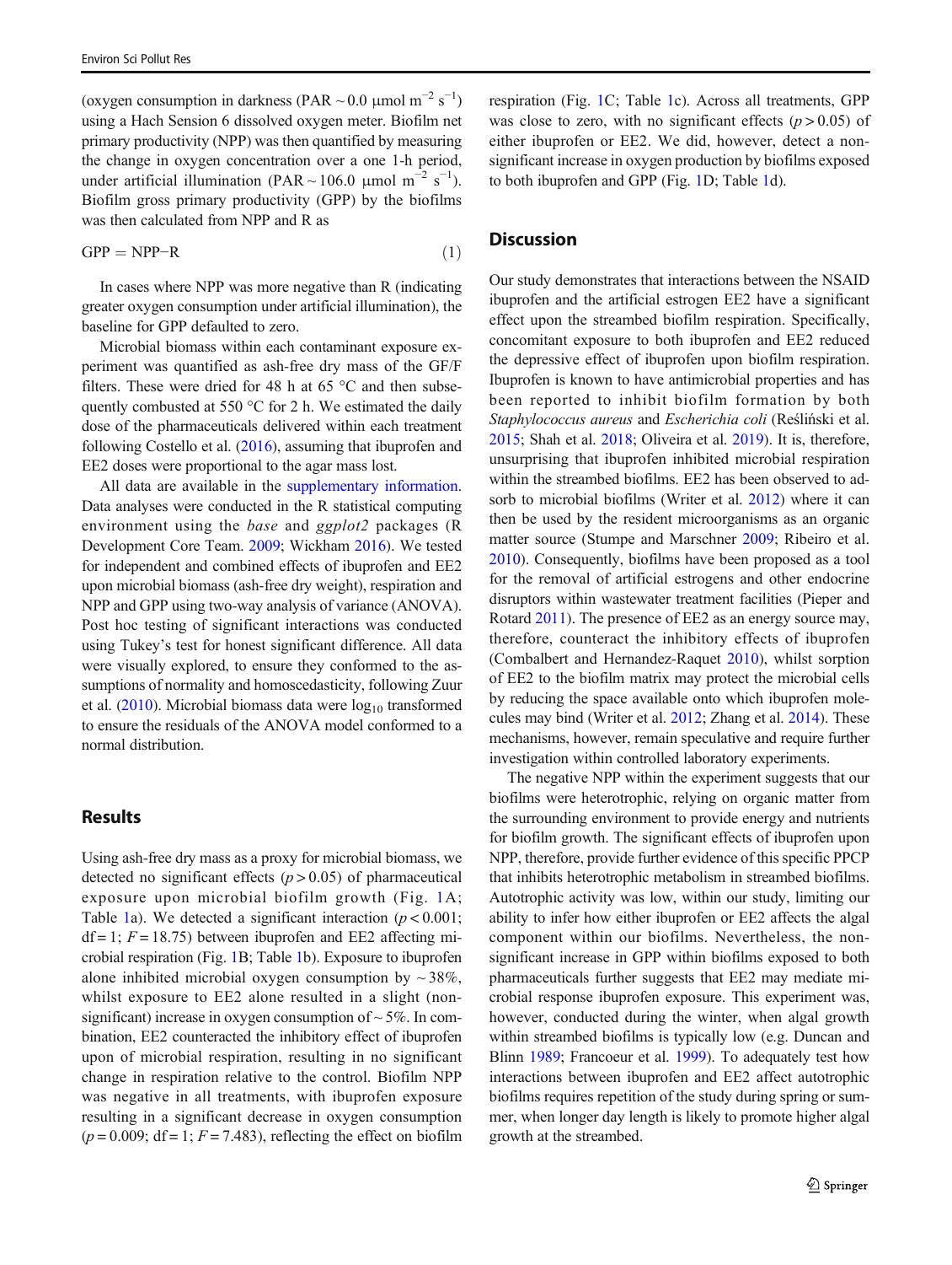(oxygen consumption in darkness (PAR ~0.0 μmol $m^{-2}$ $s^{-1}$) using a Hach Sension 6 dissolved oxygen meter. Biofilm net primary productivity (NPP) was then quantified by measuring the change in oxygen concentration over a one 1-h period, under artificial illumination (PAR ~ 106.0 μmol $m^{-2}$ $s^{-1}$). Biofilm gross primary productivity (GPP) by the biofilms was then calculated from NPP and R as

$$\mathrm{GPP} = \mathrm{NPP} - \mathrm{R} \tag{1}$$

In cases where NPP was more negative than R (indicating greater oxygen consumption under artificial illumination), the baseline for GPP defaulted to zero.

Microbial biomass within each contaminant exposure experiment was quantified as ash-free dry mass of the GF/F filters. These were dried for 48 h at 65 °C and then subsequently combusted at 550 °C for 2 h. We estimated the daily dose of the pharmaceuticals delivered within each treatment following Costello et al. (2016), assuming that ibuprofen and EE2 doses were proportional to the agar mass lost.

All data are available in the supplementary information. Data analyses were conducted in the R statistical computing environment using the *base* and *ggplot2* packages (R Development Core Team. 2009; Wickham 2016). We tested for independent and combined effects of ibuprofen and EE2 upon microbial biomass (ash-free dry weight), respiration and NPP and GPP using two-way analysis of variance (ANOVA). Post hoc testing of significant interactions was conducted using Tukey's test for honest significant difference. All data were visually explored, to ensure they conformed to the assumptions of normality and homoscedasticity, following Zuur et al. (2010). Microbial biomass data were $\log_{10}$ transformed to ensure the residuals of the ANOVA model conformed to a normal distribution.

## Results

Using ash-free dry mass as a proxy for microbial biomass, we detected no significant effects ($p > 0.05$) of pharmaceutical exposure upon microbial biofilm growth (Fig. 1A; Table 1a). We detected a significant interaction ($p < 0.001$; df = 1; $F = 18.75$) between ibuprofen and EE2 affecting microbial respiration (Fig. 1B; Table 1b). Exposure to ibuprofen alone inhibited microbial oxygen consumption by ~38%, whilst exposure to EE2 alone resulted in a slight (non-significant) increase in oxygen consumption of ~5%. In combination, EE2 counteracted the inhibitory effect of ibuprofen upon of microbial respiration, resulting in no significant change in respiration relative to the control. Biofilm NPP was negative in all treatments, with ibuprofen exposure resulting in a significant decrease in oxygen consumption ($p = 0.009$; df = 1; $F = 7.483$), reflecting the effect on biofilm respiration (Fig. 1C; Table 1c). Across all treatments, GPP was close to zero, with no significant effects ($p > 0.05$) of either ibuprofen or EE2. We did, however, detect a non-significant increase in oxygen production by biofilms exposed to both ibuprofen and GPP (Fig. 1D; Table 1d).

## Discussion

Our study demonstrates that interactions between the NSAID ibuprofen and the artificial estrogen EE2 have a significant effect upon the streambed biofilm respiration. Specifically, concomitant exposure to both ibuprofen and EE2 reduced the depressive effect of ibuprofen upon biofilm respiration. Ibuprofen is known to have antimicrobial properties and has been reported to inhibit biofilm formation by both *Staphylococcus aureus* and *Escherichia coli* (Reśliński et al. 2015; Shah et al. 2018; Oliveira et al. 2019). It is, therefore, unsurprising that ibuprofen inhibited microbial respiration within the streambed biofilms. EE2 has been observed to adsorb to microbial biofilms (Writer et al. 2012) where it can then be used by the resident microorganisms as an organic matter source (Stumpe and Marschner 2009; Ribeiro et al. 2010). Consequently, biofilms have been proposed as a tool for the removal of artificial estrogens and other endocrine disruptors within wastewater treatment facilities (Pieper and Rotard 2011). The presence of EE2 as an energy source may, therefore, counteract the inhibitory effects of ibuprofen (Combalbert and Hernandez-Raquet 2010), whilst sorption of EE2 to the biofilm matrix may protect the microbial cells by reducing the space available onto which ibuprofen molecules may bind (Writer et al. 2012; Zhang et al. 2014). These mechanisms, however, remain speculative and require further investigation within controlled laboratory experiments.

The negative NPP within the experiment suggests that our biofilms were heterotrophic, relying on organic matter from the surrounding environment to provide energy and nutrients for biofilm growth. The significant effects of ibuprofen upon NPP, therefore, provide further evidence of this specific PPCP that inhibits heterotrophic metabolism in streambed biofilms. Autotrophic activity was low, within our study, limiting our ability to infer how either ibuprofen or EE2 affects the algal component within our biofilms. Nevertheless, the non-significant increase in GPP within biofilms exposed to both pharmaceuticals further suggests that EE2 may mediate microbial response ibuprofen exposure. This experiment was, however, conducted during the winter, when algal growth within streambed biofilms is typically low (e.g. Duncan and Blinn 1989; Francoeur et al. 1999). To adequately test how interactions between ibuprofen and EE2 affect autotrophic biofilms requires repetition of the study during spring or summer, when longer day length is likely to promote higher algal growth at the streambed.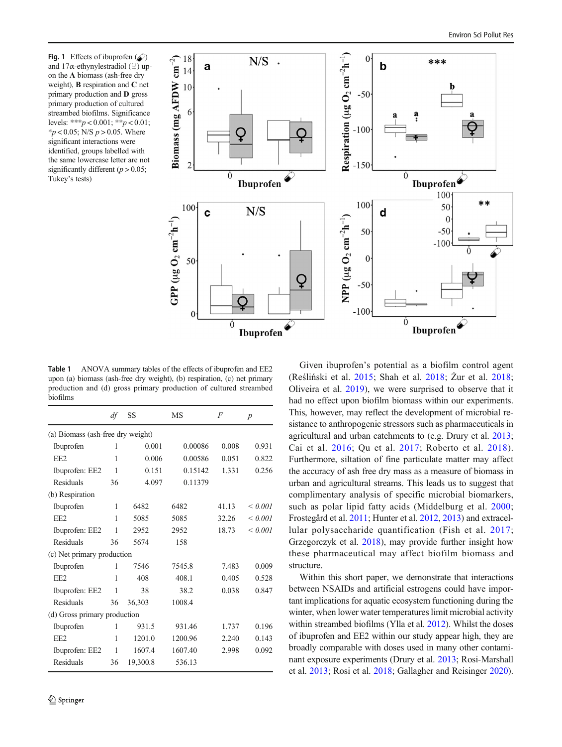**Fig. 1** Effects of ibuprofen (💊) and 17α-ethynylestradiol (♀) upon the **A** biomass (ash-free dry weight), **B** respiration and **C** net primary production and **D** gross primary production of cultured streambed biofilms. Significance levels: ***$p < 0.001$; **$p < 0.01$; *$p < 0.05$; N/S $p > 0.05$. Where significant interactions were identified, groups labelled with the same lowercase letter are not significantly different ($p > 0.05$; Tukey's tests)

**Table 1** ANOVA summary tables of the effects of ibuprofen and EE2 upon (a) biomass (ash-free dry weight), (b) respiration, (c) net primary production and (d) gross primary production of cultured streambed biofilms

| | *df* | SS | MS | *F* | *p* |
|---|---|---|---|---|---|
| (a) Biomass (ash-free dry weight) | | | | | |
| Ibuprofen | 1 | 0.001 | 0.00086 | 0.008 | 0.931 |
| EE2 | 1 | 0.006 | 0.00586 | 0.051 | 0.822 |
| Ibuprofen: EE2 | 1 | 0.151 | 0.15142 | 1.331 | 0.256 |
| Residuals | 36 | 4.097 | 0.11379 | | |
| (b) Respiration | | | | | |
| Ibuprofen | 1 | 6482 | 6482 | 41.13 | *< 0.001* |
| EE2 | 1 | 5085 | 5085 | 32.26 | *< 0.001* |
| Ibuprofen: EE2 | 1 | 2952 | 2952 | 18.73 | *< 0.001* |
| Residuals | 36 | 5674 | 158 | | |
| (c) Net primary production | | | | | |
| Ibuprofen | 1 | 7546 | 7545.8 | 7.483 | 0.009 |
| EE2 | 1 | 408 | 408.1 | 0.405 | 0.528 |
| Ibuprofen: EE2 | 1 | 38 | 38.2 | 0.038 | 0.847 |
| Residuals | 36 | 36,303 | 1008.4 | | |
| (d) Gross primary production | | | | | |
| Ibuprofen | 1 | 931.5 | 931.46 | 1.737 | 0.196 |
| EE2 | 1 | 1201.0 | 1200.96 | 2.240 | 0.143 |
| Ibuprofen: EE2 | 1 | 1607.4 | 1607.40 | 2.998 | 0.092 |
| Residuals | 36 | 19,300.8 | 536.13 | | |

Given ibuprofen's potential as a biofilm control agent (Reśliński et al. 2015; Shah et al. 2018; Żur et al. 2018; Oliveira et al. 2019), we were surprised to observe that it had no effect upon biofilm biomass within our experiments. This, however, may reflect the development of microbial resistance to anthropogenic stressors such as pharmaceuticals in agricultural and urban catchments to (e.g. Drury et al. 2013; Cai et al. 2016; Qu et al. 2017; Roberto et al. 2018). Furthermore, siltation of fine particulate matter may affect the accuracy of ash free dry mass as a measure of biomass in urban and agricultural streams. This leads us to suggest that complimentary analysis of specific microbial biomarkers, such as polar lipid fatty acids (Middelburg et al. 2000; Frostegård et al. 2011; Hunter et al. 2012, 2013) and extracellular polysaccharide quantification (Fish et al. 2017; Grzegorczyk et al. 2018), may provide further insight how these pharmaceutical may affect biofilm biomass and structure.

Within this short paper, we demonstrate that interactions between NSAIDs and artificial estrogens could have important implications for aquatic ecosystem functioning during the winter, when lower water temperatures limit microbial activity within streambed biofilms (Ylla et al. 2012). Whilst the doses of ibuprofen and EE2 within our study appear high, they are broadly comparable with doses used in many other contaminant exposure experiments (Drury et al. 2013; Rosi-Marshall et al. 2013; Rosi et al. 2018; Gallagher and Reisinger 2020).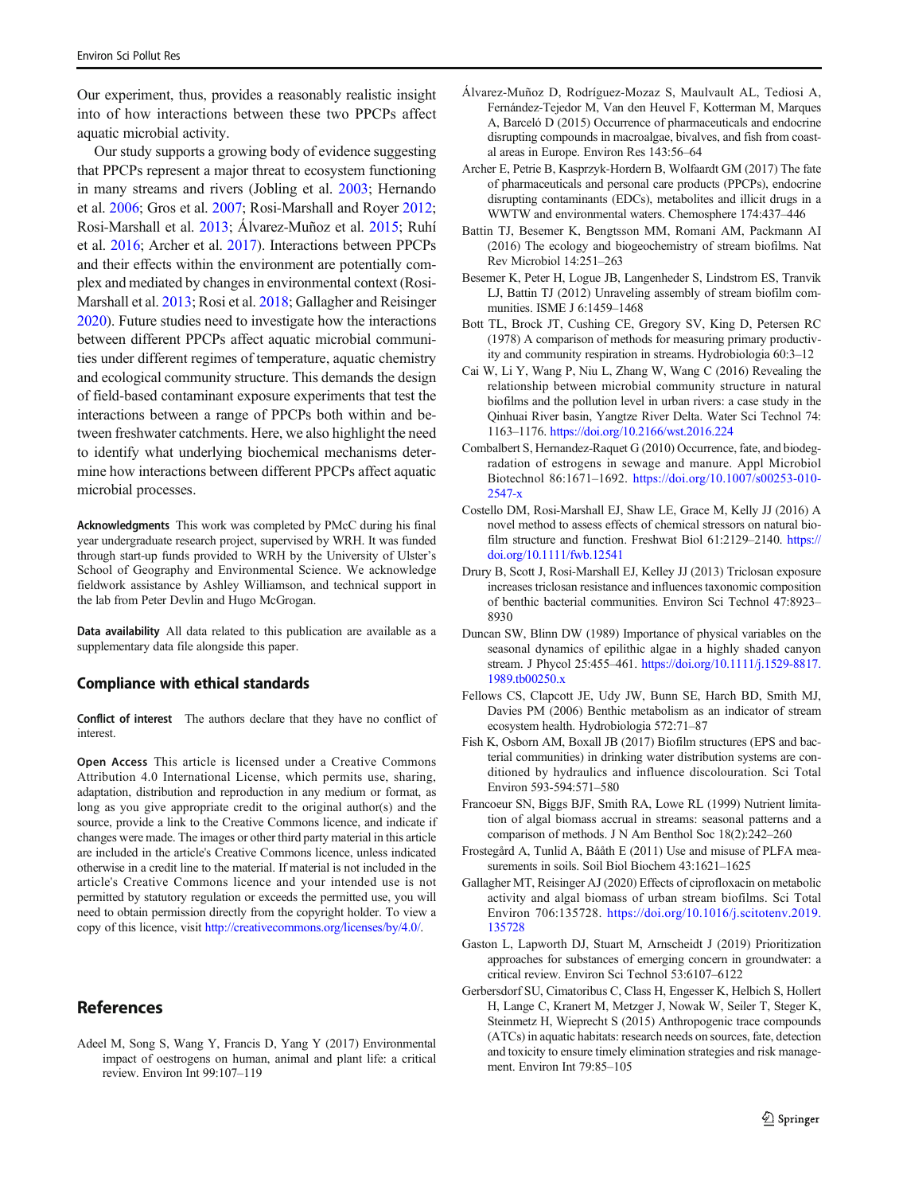Our experiment, thus, provides a reasonably realistic insight into of how interactions between these two PPCPs affect aquatic microbial activity.

Our study supports a growing body of evidence suggesting that PPCPs represent a major threat to ecosystem functioning in many streams and rivers (Jobling et al. 2003; Hernando et al. 2006; Gros et al. 2007; Rosi-Marshall and Royer 2012; Rosi-Marshall et al. 2013; Álvarez-Muñoz et al. 2015; Ruhí et al. 2016; Archer et al. 2017). Interactions between PPCPs and their effects within the environment are potentially complex and mediated by changes in environmental context (Rosi-Marshall et al. 2013; Rosi et al. 2018; Gallagher and Reisinger 2020). Future studies need to investigate how the interactions between different PPCPs affect aquatic microbial communities under different regimes of temperature, aquatic chemistry and ecological community structure. This demands the design of field-based contaminant exposure experiments that test the interactions between a range of PPCPs both within and between freshwater catchments. Here, we also highlight the need to identify what underlying biochemical mechanisms determine how interactions between different PPCPs affect aquatic microbial processes.

**Acknowledgments** This work was completed by PMcC during his final year undergraduate research project, supervised by WRH. It was funded through start-up funds provided to WRH by the University of Ulster's School of Geography and Environmental Science. We acknowledge fieldwork assistance by Ashley Williamson, and technical support in the lab from Peter Devlin and Hugo McGrogan.

**Data availability** All data related to this publication are available as a supplementary data file alongside this paper.

## Compliance with ethical standards

**Conflict of interest** The authors declare that they have no conflict of interest.

**Open Access** This article is licensed under a Creative Commons Attribution 4.0 International License, which permits use, sharing, adaptation, distribution and reproduction in any medium or format, as long as you give appropriate credit to the original author(s) and the source, provide a link to the Creative Commons licence, and indicate if changes were made. The images or other third party material in this article are included in the article's Creative Commons licence, unless indicated otherwise in a credit line to the material. If material is not included in the article's Creative Commons licence and your intended use is not permitted by statutory regulation or exceeds the permitted use, you will need to obtain permission directly from the copyright holder. To view a copy of this licence, visit http://creativecommons.org/licenses/by/4.0/.

## References

Adeel M, Song S, Wang Y, Francis D, Yang Y (2017) Environmental impact of oestrogens on human, animal and plant life: a critical review. Environ Int 99:107–119

Álvarez-Muñoz D, Rodríguez-Mozaz S, Maulvault AL, Tediosi A, Fernández-Tejedor M, Van den Heuvel F, Kotterman M, Marques A, Barceló D (2015) Occurrence of pharmaceuticals and endocrine disrupting compounds in macroalgae, bivalves, and fish from coastal areas in Europe. Environ Res 143:56–64

Archer E, Petrie B, Kasprzyk-Hordern B, Wolfaardt GM (2017) The fate of pharmaceuticals and personal care products (PPCPs), endocrine disrupting contaminants (EDCs), metabolites and illicit drugs in a WWTW and environmental waters. Chemosphere 174:437–446

Battin TJ, Besemer K, Bengtsson MM, Romani AM, Packmann AI (2016) The ecology and biogeochemistry of stream biofilms. Nat Rev Microbiol 14:251–263

Besemer K, Peter H, Logue JB, Langenheder S, Lindstrom ES, Tranvik LJ, Battin TJ (2012) Unraveling assembly of stream biofilm communities. ISME J 6:1459–1468

Bott TL, Brock JT, Cushing CE, Gregory SV, King D, Petersen RC (1978) A comparison of methods for measuring primary productivity and community respiration in streams. Hydrobiologia 60:3–12

Cai W, Li Y, Wang P, Niu L, Zhang W, Wang C (2016) Revealing the relationship between microbial community structure in natural biofilms and the pollution level in urban rivers: a case study in the Qinhuai River basin, Yangtze River Delta. Water Sci Technol 74:1163–1176. https://doi.org/10.2166/wst.2016.224

Combalbert S, Hernandez-Raquet G (2010) Occurrence, fate, and biodegradation of estrogens in sewage and manure. Appl Microbiol Biotechnol 86:1671–1692. https://doi.org/10.1007/s00253-010-2547-x

Costello DM, Rosi-Marshall EJ, Shaw LE, Grace M, Kelly JJ (2016) A novel method to assess effects of chemical stressors on natural biofilm structure and function. Freshwat Biol 61:2129–2140. https://doi.org/10.1111/fwb.12541

Drury B, Scott J, Rosi-Marshall EJ, Kelley JJ (2013) Triclosan exposure increases triclosan resistance and influences taxonomic composition of benthic bacterial communities. Environ Sci Technol 47:8923–8930

Duncan SW, Blinn DW (1989) Importance of physical variables on the seasonal dynamics of epilithic algae in a highly shaded canyon stream. J Phycol 25:455–461. https://doi.org/10.1111/j.1529-8817.1989.tb00250.x

Fellows CS, Clapcott JE, Udy JW, Bunn SE, Harch BD, Smith MJ, Davies PM (2006) Benthic metabolism as an indicator of stream ecosystem health. Hydrobiologia 572:71–87

Fish K, Osborn AM, Boxall JB (2017) Biofilm structures (EPS and bacterial communities) in drinking water distribution systems are conditioned by hydraulics and influence discolouration. Sci Total Environ 593-594:571–580

Francoeur SN, Biggs BJF, Smith RA, Lowe RL (1999) Nutrient limitation of algal biomass accrual in streams: seasonal patterns and a comparison of methods. J N Am Benthol Soc 18(2):242–260

Frostegård A, Tunlid A, Bååth E (2011) Use and misuse of PLFA measurements in soils. Soil Biol Biochem 43:1621–1625

Gallagher MT, Reisinger AJ (2020) Effects of ciprofloxacin on metabolic activity and algal biomass of urban stream biofilms. Sci Total Environ 706:135728. https://doi.org/10.1016/j.scitotenv.2019.135728

Gaston L, Lapworth DJ, Stuart M, Arnscheidt J (2019) Prioritization approaches for substances of emerging concern in groundwater: a critical review. Environ Sci Technol 53:6107–6122

Gerbersdorf SU, Cimatoribus C, Class H, Engesser K, Helbich S, Hollert H, Lange C, Kranert M, Metzger J, Nowak W, Seiler T, Steger K, Steinmetz H, Wieprecht S (2015) Anthropogenic trace compounds (ATCs) in aquatic habitats: research needs on sources, fate, detection and toxicity to ensure timely elimination strategies and risk management. Environ Int 79:85–105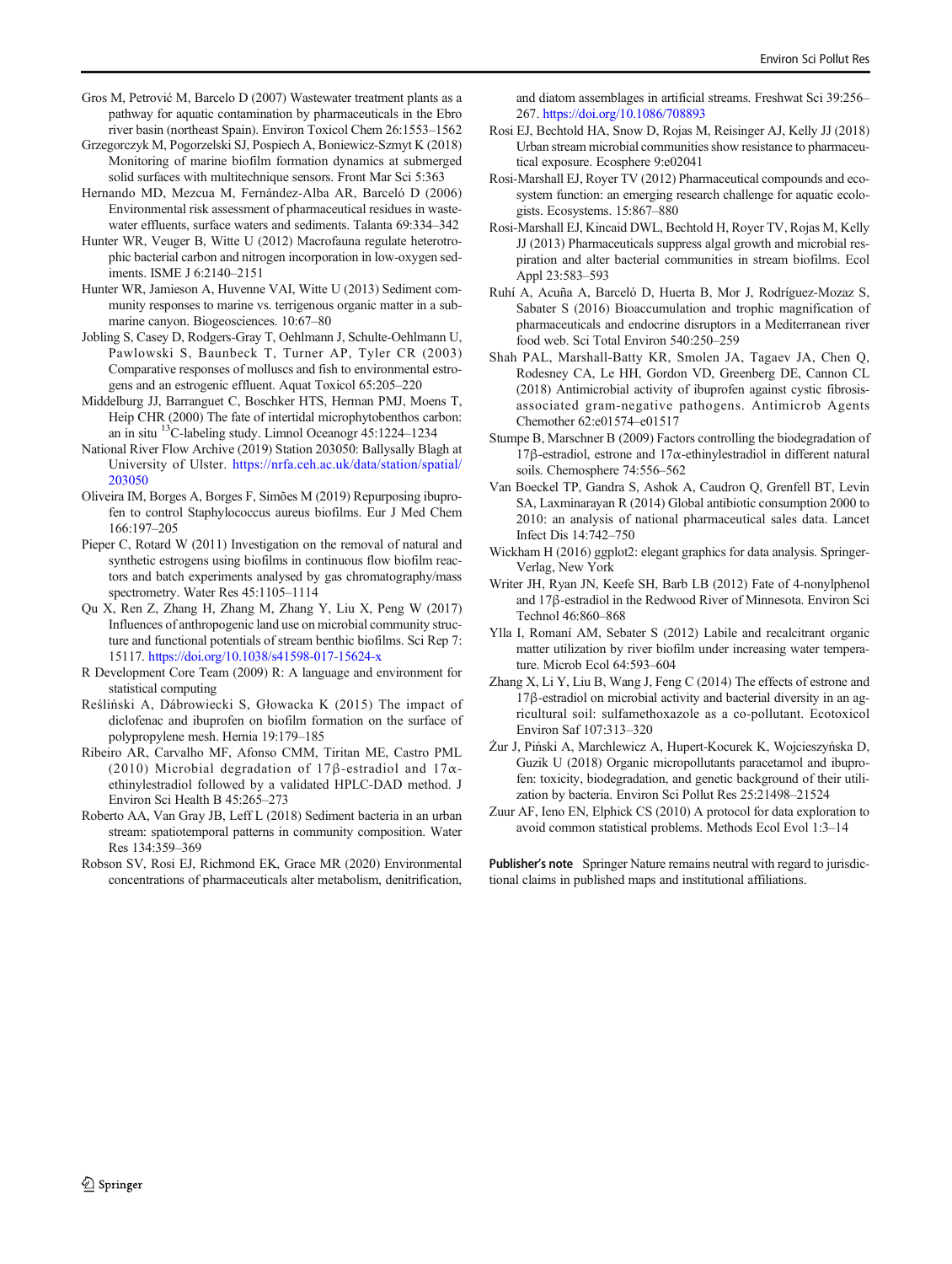Gros M, Petrović M, Barcelo D (2007) Wastewater treatment plants as a pathway for aquatic contamination by pharmaceuticals in the Ebro river basin (northeast Spain). Environ Toxicol Chem 26:1553–1562

Grzegorczyk M, Pogorzelski SJ, Pospiech A, Boniewicz-Szmyt K (2018) Monitoring of marine biofilm formation dynamics at submerged solid surfaces with multitechnique sensors. Front Mar Sci 5:363

Hernando MD, Mezcua M, Fernández-Alba AR, Barceló D (2006) Environmental risk assessment of pharmaceutical residues in wastewater effluents, surface waters and sediments. Talanta 69:334–342

Hunter WR, Veuger B, Witte U (2012) Macrofauna regulate heterotrophic bacterial carbon and nitrogen incorporation in low-oxygen sediments. ISME J 6:2140–2151

Hunter WR, Jamieson A, Huvenne VAI, Witte U (2013) Sediment community responses to marine vs. terrigenous organic matter in a submarine canyon. Biogeosciences. 10:67–80

Jobling S, Casey D, Rodgers-Gray T, Oehlmann J, Schulte-Oehlmann U, Pawlowski S, Baunbeck T, Turner AP, Tyler CR (2003) Comparative responses of molluscs and fish to environmental estrogens and an estrogenic effluent. Aquat Toxicol 65:205–220

Middelburg JJ, Barranguet C, Boschker HTS, Herman PMJ, Moens T, Heip CHR (2000) The fate of intertidal microphytobenthos carbon: an in situ $^{13}$C-labeling study. Limnol Oceanogr 45:1224–1234

National River Flow Archive (2019) Station 203050: Ballysally Blagh at University of Ulster. https://nrfa.ceh.ac.uk/data/station/spatial/203050

Oliveira IM, Borges A, Borges F, Simões M (2019) Repurposing ibuprofen to control Staphylococcus aureus biofilms. Eur J Med Chem 166:197–205

Pieper C, Rotard W (2011) Investigation on the removal of natural and synthetic estrogens using biofilms in continuous flow biofilm reactors and batch experiments analysed by gas chromatography/mass spectrometry. Water Res 45:1105–1114

Qu X, Ren Z, Zhang H, Zhang M, Zhang Y, Liu X, Peng W (2017) Influences of anthropogenic land use on microbial community structure and functional potentials of stream benthic biofilms. Sci Rep 7: 15117. https://doi.org/10.1038/s41598-017-15624-x

R Development Core Team (2009) R: A language and environment for statistical computing

Reśliński A, Dábrowiecki S, Głowacka K (2015) The impact of diclofenac and ibuprofen on biofilm formation on the surface of polypropylene mesh. Hernia 19:179–185

Ribeiro AR, Carvalho MF, Afonso CMM, Tiritan ME, Castro PML (2010) Microbial degradation of 17β-estradiol and 17α-ethinylestradiol followed by a validated HPLC-DAD method. J Environ Sci Health B 45:265–273

Roberto AA, Van Gray JB, Leff L (2018) Sediment bacteria in an urban stream: spatiotemporal patterns in community composition. Water Res 134:359–369

Robson SV, Rosi EJ, Richmond EK, Grace MR (2020) Environmental concentrations of pharmaceuticals alter metabolism, denitrification, and diatom assemblages in artificial streams. Freshwat Sci 39:256–267. https://doi.org/10.1086/708893

Rosi EJ, Bechtold HA, Snow D, Rojas M, Reisinger AJ, Kelly JJ (2018) Urban stream microbial communities show resistance to pharmaceutical exposure. Ecosphere 9:e02041

Rosi-Marshall EJ, Royer TV (2012) Pharmaceutical compounds and ecosystem function: an emerging research challenge for aquatic ecologists. Ecosystems. 15:867–880

Rosi-Marshall EJ, Kincaid DWL, Bechtold H, Royer TV, Rojas M, Kelly JJ (2013) Pharmaceuticals suppress algal growth and microbial respiration and alter bacterial communities in stream biofilms. Ecol Appl 23:583–593

Ruhí A, Acuña A, Barceló D, Huerta B, Mor J, Rodríguez-Mozaz S, Sabater S (2016) Bioaccumulation and trophic magnification of pharmaceuticals and endocrine disruptors in a Mediterranean river food web. Sci Total Environ 540:250–259

Shah PAL, Marshall-Batty KR, Smolen JA, Tagaev JA, Chen Q, Rodesney CA, Le HH, Gordon VD, Greenberg DE, Cannon CL (2018) Antimicrobial activity of ibuprofen against cystic fibrosis-associated gram-negative pathogens. Antimicrob Agents Chemother 62:e01574–e01517

Stumpe B, Marschner B (2009) Factors controlling the biodegradation of 17β-estradiol, estrone and 17α-ethinylestradiol in different natural soils. Chemosphere 74:556–562

Van Boeckel TP, Gandra S, Ashok A, Caudron Q, Grenfell BT, Levin SA, Laxminarayan R (2014) Global antibiotic consumption 2000 to 2010: an analysis of national pharmaceutical sales data. Lancet Infect Dis 14:742–750

Wickham H (2016) ggplot2: elegant graphics for data analysis. Springer-Verlag, New York

Writer JH, Ryan JN, Keefe SH, Barb LB (2012) Fate of 4-nonylphenol and 17β-estradiol in the Redwood River of Minnesota. Environ Sci Technol 46:860–868

Ylla I, Romaní AM, Sebater S (2012) Labile and recalcitrant organic matter utilization by river biofilm under increasing water temperature. Microb Ecol 64:593–604

Zhang X, Li Y, Liu B, Wang J, Feng C (2014) The effects of estrone and 17β-estradiol on microbial activity and bacterial diversity in an agricultural soil: sulfamethoxazole as a co-pollutant. Ecotoxicol Environ Saf 107:313–320

Żur J, Piński A, Marchlewicz A, Hupert-Kocurek K, Wojcieszyńska D, Guzik U (2018) Organic micropollutants paracetamol and ibuprofen: toxicity, biodegradation, and genetic background of their utilization by bacteria. Environ Sci Pollut Res 25:21498–21524

Zuur AF, Ieno EN, Elphick CS (2010) A protocol for data exploration to avoid common statistical problems. Methods Ecol Evol 1:3–14

**Publisher's note** Springer Nature remains neutral with regard to jurisdictional claims in published maps and institutional affiliations.